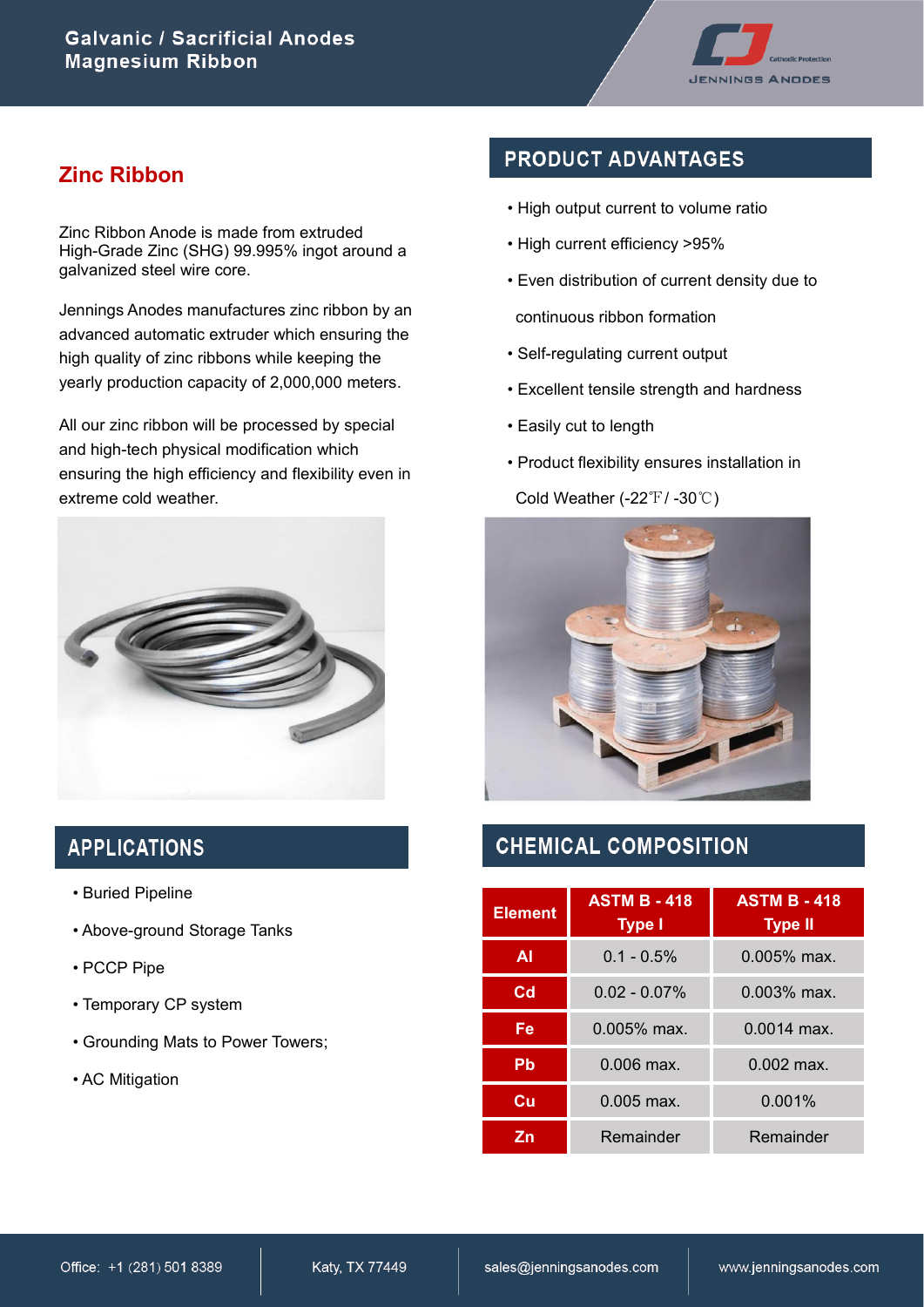# Galvanic / Sacrificial Anodes
# Magnesium Ribbon

## Zinc Ribbon

Zinc Ribbon Anode is made from extruded High-Grade Zinc (SHG) 99.995% ingot around a galvanized steel wire core.

Jennings Anodes manufactures zinc ribbon by an advanced automatic extruder which ensuring the high quality of zinc ribbons while keeping the yearly production capacity of 2,000,000 meters.

All our zinc ribbon will be processed by special and high-tech physical modification which ensuring the high efficiency and flexibility even in extreme cold weather.

## PRODUCT ADVANTAGES

- High output current to volume ratio
- High current efficiency >95%
- Even distribution of current density due to continuous ribbon formation
- Self-regulating current output
- Excellent tensile strength and hardness
- Easily cut to length
- Product flexibility ensures installation in Cold Weather (-22℉/ -30℃)

## APPLICATIONS

- Buried Pipeline
- Above-ground Storage Tanks
- PCCP Pipe
- Temporary CP system
- Grounding Mats to Power Towers;
- AC Mitigation

## CHEMICAL COMPOSITION

| Element | ASTM B - 418 Type I | ASTM B - 418 Type II |
|---|---|---|
| Al | 0.1 - 0.5% | 0.005% max. |
| Cd | 0.02 - 0.07% | 0.003% max. |
| Fe | 0.005% max. | 0.0014 max. |
| Pb | 0.006 max. | 0.002 max. |
| Cu | 0.005 max. | 0.001% |
| Zn | Remainder | Remainder |

Office: +1 (281) 501 8389 | Katy, TX 77449 | sales@jenningsanodes.com | www.jenningsanodes.com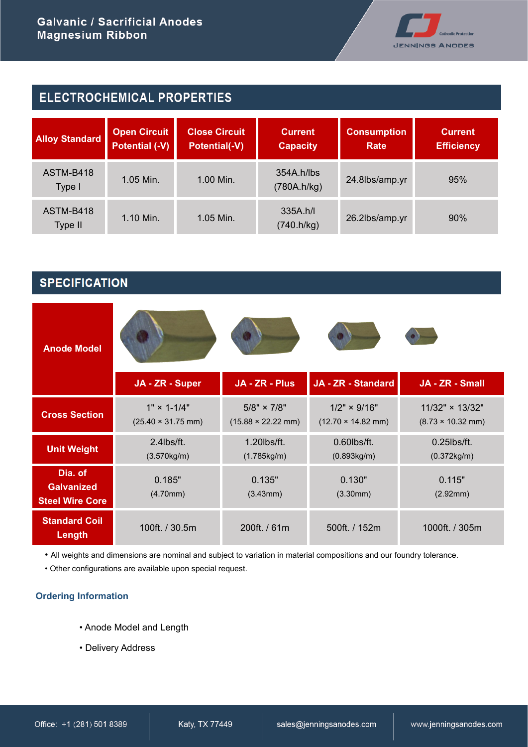# Galvanic / Sacrificial Anodes
# Magnesium Ribbon

## ELECTROCHEMICAL PROPERTIES

| Alloy Standard | Open Circuit Potential (-V) | Close Circuit Potential(-V) | Current Capacity | Consumption Rate | Current Efficiency |
|---|---|---|---|---|---|
| ASTM-B418 Type I | 1.05 Min. | 1.00 Min. | 354A.h/lbs (780A.h/kg) | 24.8lbs/amp.yr | 95% |
| ASTM-B418 Type II | 1.10 Min. | 1.05 Min. | 335A.h/l (740.h/kg) | 26.2lbs/amp.yr | 90% |

## SPECIFICATION

| Anode Model | JA - ZR - Super | JA - ZR - Plus | JA - ZR - Standard | JA - ZR - Small |
|---|---|---|---|---|
| Cross Section | 1" × 1-1/4" (25.40 × 31.75 mm) | 5/8" × 7/8" (15.88 × 22.22 mm) | 1/2" × 9/16" (12.70 × 14.82 mm) | 11/32" × 13/32" (8.73 × 10.32 mm) |
| Unit Weight | 2.4lbs/ft. (3.570kg/m) | 1.20lbs/ft. (1.785kg/m) | 0.60lbs/ft. (0.893kg/m) | 0.25lbs/ft. (0.372kg/m) |
| Dia. of Galvanized Steel Wire Core | 0.185" (4.70mm) | 0.135" (3.43mm) | 0.130" (3.30mm) | 0.115" (2.92mm) |
| Standard Coil Length | 100ft. / 30.5m | 200ft. / 61m | 500ft. / 152m | 1000ft. / 305m |

- All weights and dimensions are nominal and subject to variation in material compositions and our foundry tolerance.
- Other configurations are available upon special request.

### Ordering Information

- Anode Model and Length
- Delivery Address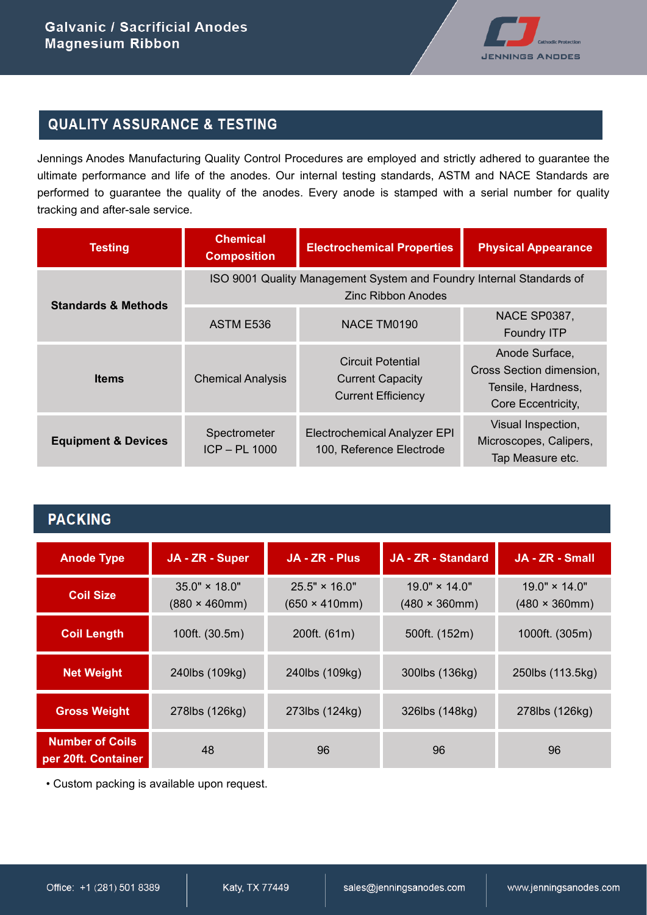## QUALITY ASSURANCE & TESTING

Jennings Anodes Manufacturing Quality Control Procedures are employed and strictly adhered to guarantee the ultimate performance and life of the anodes. Our internal testing standards, ASTM and NACE Standards are performed to guarantee the quality of the anodes. Every anode is stamped with a serial number for quality tracking and after-sale service.

| Testing | Chemical Composition | Electrochemical Properties | Physical Appearance |
|---|---|---|---|
| Standards & Methods | ISO 9001 Quality Management System and Foundry Internal Standards of Zinc Ribbon Anodes | | |
| | ASTM E536 | NACE TM0190 | NACE SP0387, Foundry ITP |
| Items | Chemical Analysis | Circuit Potential<br>Current Capacity<br>Current Efficiency | Anode Surface,<br>Cross Section dimension,<br>Tensile, Hardness,<br>Core Eccentricity, |
| Equipment & Devices | Spectrometer<br>ICP – PL 1000 | Electrochemical Analyzer EPI 100, Reference Electrode | Visual Inspection, Microscopes, Calipers, Tap Measure etc. |

## PACKING

| Anode Type | JA - ZR - Super | JA - ZR - Plus | JA - ZR - Standard | JA - ZR - Small |
|---|---|---|---|---|
| Coil Size | 35.0" × 18.0"<br>(880 × 460mm) | 25.5" × 16.0"<br>(650 × 410mm) | 19.0" × 14.0"<br>(480 × 360mm) | 19.0" × 14.0"<br>(480 × 360mm) |
| Coil Length | 100ft. (30.5m) | 200ft. (61m) | 500ft. (152m) | 1000ft. (305m) |
| Net Weight | 240lbs (109kg) | 240lbs (109kg) | 300lbs (136kg) | 250lbs (113.5kg) |
| Gross Weight | 278lbs (126kg) | 273lbs (124kg) | 326lbs (148kg) | 278lbs (126kg) |
| Number of Coils per 20ft. Container | 48 | 96 | 96 | 96 |

- Custom packing is available upon request.